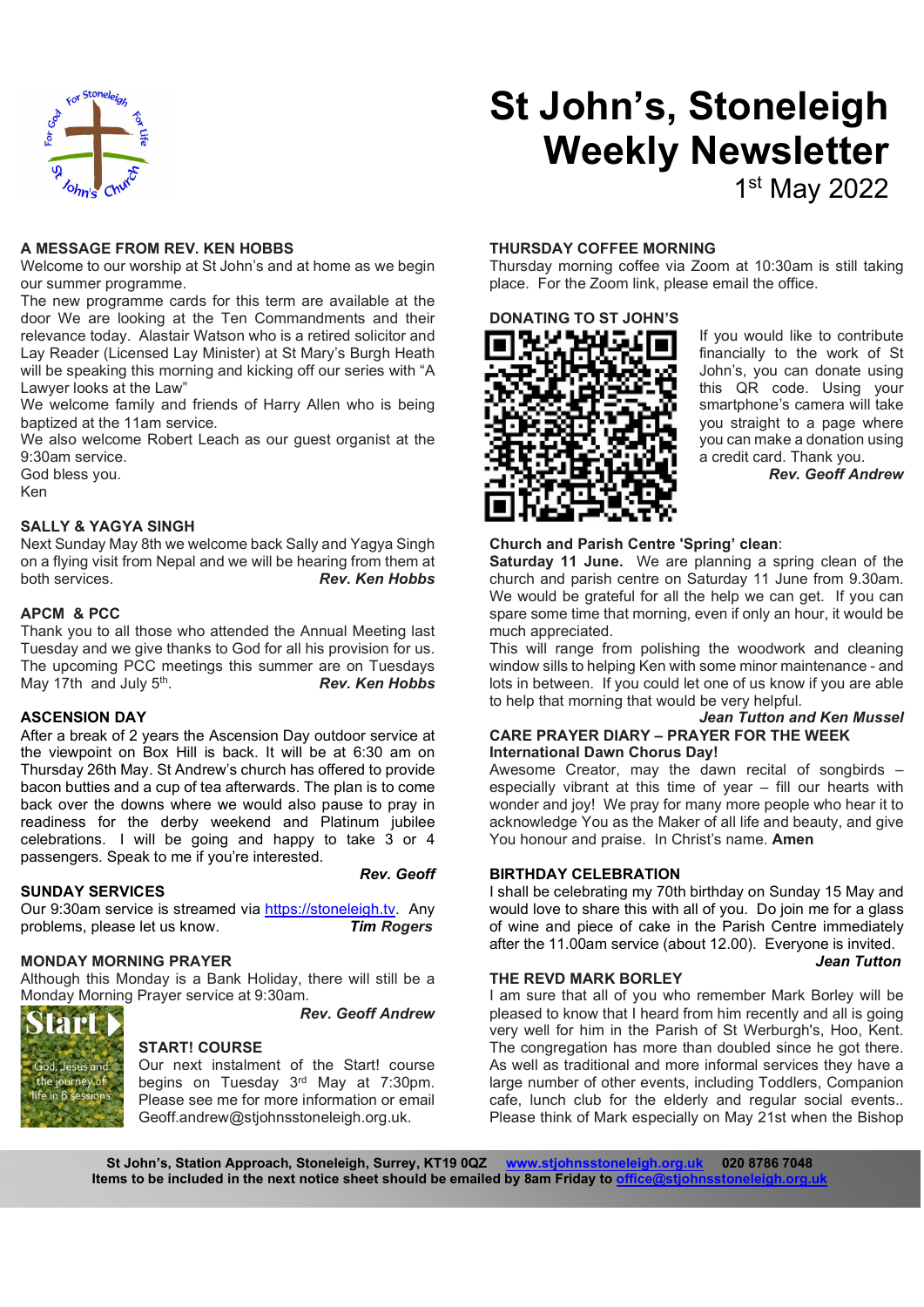# St John's, Stoneleigh Weekly Newsletter

1st May 2022

## A MESSAGE FROM REV. KEN HOBBS

Welcome to our worship at St John's and at home as we begin our summer programme.

The new programme cards for this term are available at the door We are looking at the Ten Commandments and their relevance today. Alastair Watson who is a retired solicitor and Lay Reader (Licensed Lay Minister) at St Mary's Burgh Heath will be speaking this morning and kicking off our series with "A Lawyer looks at the Law"

We welcome family and friends of Harry Allen who is being baptized at the 11am service.

We also welcome Robert Leach as our guest organist at the 9:30am service.

God bless you.

Ken

## SALLY & YAGYA SINGH

Next Sunday May 8th we welcome back Sally and Yagya Singh on a flying visit from Nepal and we will be hearing from them at both services.

***Rev. Ken Hobbs***

## APCM & PCC

Thank you to all those who attended the Annual Meeting last Tuesday and we give thanks to God for all his provision for us. The upcoming PCC meetings this summer are on Tuesdays May 17th and July 5th.

***Rev. Ken Hobbs***

## ASCENSION DAY

After a break of 2 years the Ascension Day outdoor service at the viewpoint on Box Hill is back. It will be at 6:30 am on Thursday 26th May. St Andrew's church has offered to provide bacon butties and a cup of tea afterwards. The plan is to come back over the downs where we would also pause to pray in readiness for the derby weekend and Platinum jubilee celebrations. I will be going and happy to take 3 or 4 passengers. Speak to me if you're interested.

***Rev. Geoff***

## SUNDAY SERVICES

Our 9:30am service is streamed via https://stoneleigh.tv. Any problems, please let us know.

***Tim Rogers***

## MONDAY MORNING PRAYER

Although this Monday is a Bank Holiday, there will still be a Monday Morning Prayer service at 9:30am.

***Rev. Geoff Andrew***

## START! COURSE

Start! God, Jesus and the journey of life in 6 sessions

Our next instalment of the Start! course begins on Tuesday 3rd May at 7:30pm. Please see me for more information or email Geoff.andrew@stjohnsstoneleigh.org.uk.

## THURSDAY COFFEE MORNING

Thursday morning coffee via Zoom at 10:30am is still taking place. For the Zoom link, please email the office.

## DONATING TO ST JOHN'S

If you would like to contribute financially to the work of St John's, you can donate using this QR code. Using your smartphone's camera will take you straight to a page where you can make a donation using a credit card. Thank you.

***Rev. Geoff Andrew***

## Church and Parish Centre 'Spring' clean:

**Saturday 11 June.** We are planning a spring clean of the church and parish centre on Saturday 11 June from 9.30am. We would be grateful for all the help we can get. If you can spare some time that morning, even if only an hour, it would be much appreciated.

This will range from polishing the woodwork and cleaning window sills to helping Ken with some minor maintenance - and lots in between. If you could let one of us know if you are able to help that morning that would be very helpful.

***Jean Tutton and Ken Mussel***

## CARE PRAYER DIARY – PRAYER FOR THE WEEK

**International Dawn Chorus Day!**

Awesome Creator, may the dawn recital of songbirds – especially vibrant at this time of year – fill our hearts with wonder and joy! We pray for many more people who hear it to acknowledge You as the Maker of all life and beauty, and give You honour and praise. In Christ's name. **Amen**

## BIRTHDAY CELEBRATION

I shall be celebrating my 70th birthday on Sunday 15 May and would love to share this with all of you. Do join me for a glass of wine and piece of cake in the Parish Centre immediately after the 11.00am service (about 12.00). Everyone is invited.

***Jean Tutton***

## THE REVD MARK BORLEY

I am sure that all of you who remember Mark Borley will be pleased to know that I heard from him recently and all is going very well for him in the Parish of St Werburgh's, Hoo, Kent. The congregation has more than doubled since he got there. As well as traditional and more informal services they have a large number of other events, including Toddlers, Companion cafe, lunch club for the elderly and regular social events.. Please think of Mark especially on May 21st when the Bishop

**St John's, Station Approach, Stoneleigh, Surrey, KT19 0QZ www.stjohnsstoneleigh.org.uk 020 8786 7048**
**Items to be included in the next notice sheet should be emailed by 8am Friday to office@stjohnsstoneleigh.org.uk**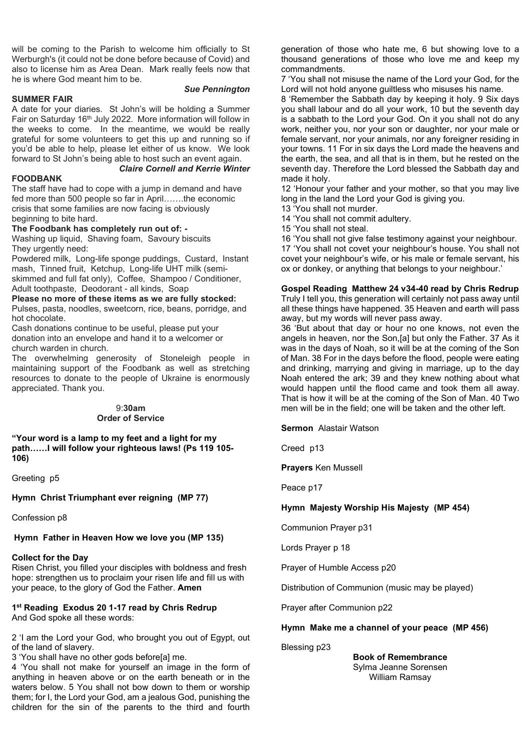will be coming to the Parish to welcome him officially to St Werburgh's (it could not be done before because of Covid) and also to license him as Area Dean. Mark really feels now that he is where God meant him to be.

***Sue Pennington***

**SUMMER FAIR**

A date for your diaries. St John's will be holding a Summer Fair on Saturday 16th July 2022. More information will follow in the weeks to come. In the meantime, we would be really grateful for some volunteers to get this up and running so if you'd be able to help, please let either of us know. We look forward to St John's being able to host such an event again.

***Claire Cornell and Kerrie Winter***

**FOODBANK**

The staff have had to cope with a jump in demand and have fed more than 500 people so far in April…….the economic crisis that some families are now facing is obviously beginning to bite hard.

**The Foodbank has completely run out of: -**

Washing up liquid, Shaving foam, Savoury biscuits

They urgently need:

Powdered milk, Long-life sponge puddings, Custard, Instant mash, Tinned fruit, Ketchup, Long-life UHT milk (semi-skimmed and full fat only), Coffee, Shampoo / Conditioner, Adult toothpaste, Deodorant - all kinds, Soap

**Please no more of these items as we are fully stocked:**

Pulses, pasta, noodles, sweetcorn, rice, beans, porridge, and hot chocolate.

Cash donations continue to be useful, please put your donation into an envelope and hand it to a welcomer or church warden in church.

The overwhelming generosity of Stoneleigh people in maintaining support of the Foodbank as well as stretching resources to donate to the people of Ukraine is enormously appreciated. Thank you.

**9:30am**
**Order of Service**

**"Your word is a lamp to my feet and a light for my path……I will follow your righteous laws! (Ps 119 105-106)**

Greeting p5

**Hymn Christ Triumphant ever reigning (MP 77)**

Confession p8

**Hymn Father in Heaven How we love you (MP 135)**

**Collect for the Day**

Risen Christ, you filled your disciples with boldness and fresh hope: strengthen us to proclaim your risen life and fill us with your peace, to the glory of God the Father. **Amen**

**1st Reading Exodus 20 1-17 read by Chris Redrup**

And God spoke all these words:

2 'I am the Lord your God, who brought you out of Egypt, out of the land of slavery.

3 'You shall have no other gods before[a] me.

4 'You shall not make for yourself an image in the form of anything in heaven above or on the earth beneath or in the waters below. 5 You shall not bow down to them or worship them; for I, the Lord your God, am a jealous God, punishing the children for the sin of the parents to the third and fourth generation of those who hate me, 6 but showing love to a thousand generations of those who love me and keep my commandments.

7 'You shall not misuse the name of the Lord your God, for the Lord will not hold anyone guiltless who misuses his name.

8 'Remember the Sabbath day by keeping it holy. 9 Six days you shall labour and do all your work, 10 but the seventh day is a sabbath to the Lord your God. On it you shall not do any work, neither you, nor your son or daughter, nor your male or female servant, nor your animals, nor any foreigner residing in your towns. 11 For in six days the Lord made the heavens and the earth, the sea, and all that is in them, but he rested on the seventh day. Therefore the Lord blessed the Sabbath day and made it holy.

12 'Honour your father and your mother, so that you may live long in the land the Lord your God is giving you.

13 'You shall not murder.

14 'You shall not commit adultery.

15 'You shall not steal.

16 'You shall not give false testimony against your neighbour.

17 'You shall not covet your neighbour's house. You shall not covet your neighbour's wife, or his male or female servant, his ox or donkey, or anything that belongs to your neighbour.'

**Gospel Reading Matthew 24 v34-40 read by Chris Redrup**

Truly I tell you, this generation will certainly not pass away until all these things have happened. 35 Heaven and earth will pass away, but my words will never pass away.

36 'But about that day or hour no one knows, not even the angels in heaven, nor the Son,[a] but only the Father. 37 As it was in the days of Noah, so it will be at the coming of the Son of Man. 38 For in the days before the flood, people were eating and drinking, marrying and giving in marriage, up to the day Noah entered the ark; 39 and they knew nothing about what would happen until the flood came and took them all away. That is how it will be at the coming of the Son of Man. 40 Two men will be in the field; one will be taken and the other left.

**Sermon** Alastair Watson

Creed p13

**Prayers** Ken Mussell

Peace p17

**Hymn Majesty Worship His Majesty (MP 454)**

Communion Prayer p31

Lords Prayer p 18

Prayer of Humble Access p20

Distribution of Communion (music may be played)

Prayer after Communion p22

**Hymn Make me a channel of your peace (MP 456)**

Blessing p23

**Book of Remembrance**

Sylma Jeanne Sorensen

William Ramsay